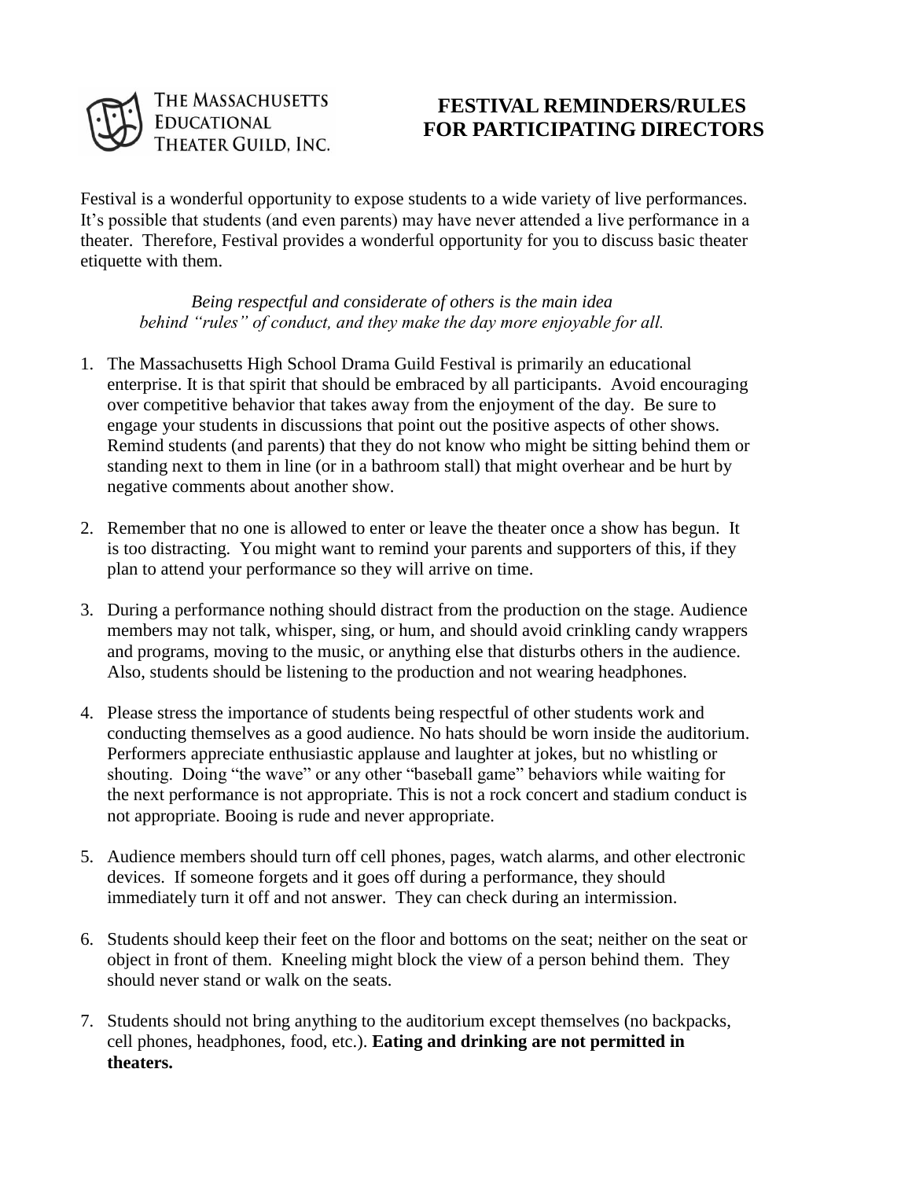THE MASSACHUSETTS EDUCATIONAL THEATER GUILD, INC.

# FESTIVAL REMINDERS/RULES FOR PARTICIPATING DIRECTORS

Festival is a wonderful opportunity to expose students to a wide variety of live performances. It's possible that students (and even parents) may have never attended a live performance in a theater. Therefore, Festival provides a wonderful opportunity for you to discuss basic theater etiquette with them.

*Being respectful and considerate of others is the main idea behind "rules" of conduct, and they make the day more enjoyable for all.*

1. The Massachusetts High School Drama Guild Festival is primarily an educational enterprise. It is that spirit that should be embraced by all participants. Avoid encouraging over competitive behavior that takes away from the enjoyment of the day. Be sure to engage your students in discussions that point out the positive aspects of other shows. Remind students (and parents) that they do not know who might be sitting behind them or standing next to them in line (or in a bathroom stall) that might overhear and be hurt by negative comments about another show.

2. Remember that no one is allowed to enter or leave the theater once a show has begun. It is too distracting. You might want to remind your parents and supporters of this, if they plan to attend your performance so they will arrive on time.

3. During a performance nothing should distract from the production on the stage. Audience members may not talk, whisper, sing, or hum, and should avoid crinkling candy wrappers and programs, moving to the music, or anything else that disturbs others in the audience. Also, students should be listening to the production and not wearing headphones.

4. Please stress the importance of students being respectful of other students work and conducting themselves as a good audience. No hats should be worn inside the auditorium. Performers appreciate enthusiastic applause and laughter at jokes, but no whistling or shouting. Doing "the wave" or any other "baseball game" behaviors while waiting for the next performance is not appropriate. This is not a rock concert and stadium conduct is not appropriate. Booing is rude and never appropriate.

5. Audience members should turn off cell phones, pages, watch alarms, and other electronic devices. If someone forgets and it goes off during a performance, they should immediately turn it off and not answer. They can check during an intermission.

6. Students should keep their feet on the floor and bottoms on the seat; neither on the seat or object in front of them. Kneeling might block the view of a person behind them. They should never stand or walk on the seats.

7. Students should not bring anything to the auditorium except themselves (no backpacks, cell phones, headphones, food, etc.). **Eating and drinking are not permitted in theaters.**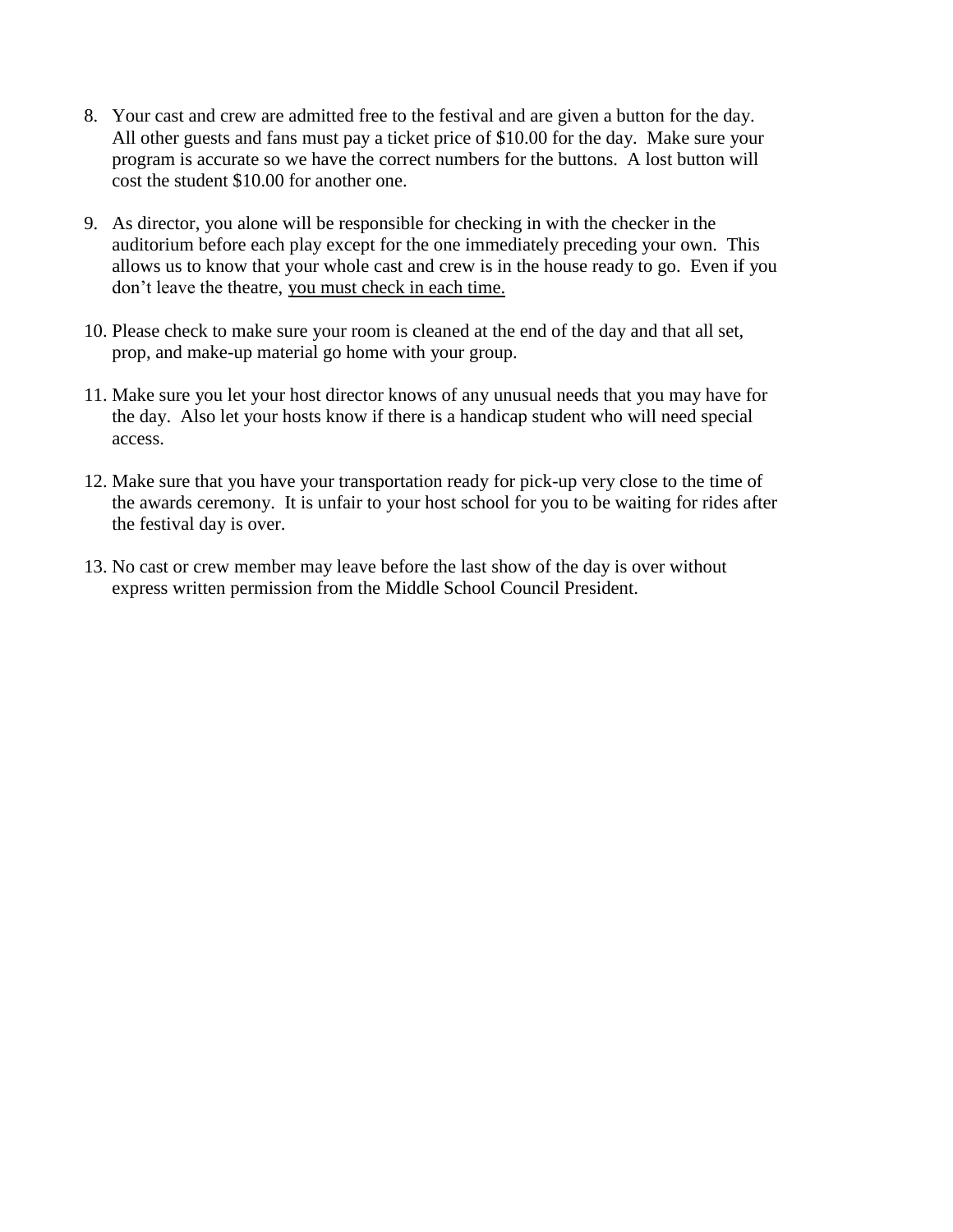8. Your cast and crew are admitted free to the festival and are given a button for the day. All other guests and fans must pay a ticket price of $10.00 for the day. Make sure your program is accurate so we have the correct numbers for the buttons. A lost button will cost the student $10.00 for another one.

9. As director, you alone will be responsible for checking in with the checker in the auditorium before each play except for the one immediately preceding your own. This allows us to know that your whole cast and crew is in the house ready to go. Even if you don't leave the theatre, <u>you must check in each time.</u>

10. Please check to make sure your room is cleaned at the end of the day and that all set, prop, and make-up material go home with your group.

11. Make sure you let your host director knows of any unusual needs that you may have for the day. Also let your hosts know if there is a handicap student who will need special access.

12. Make sure that you have your transportation ready for pick-up very close to the time of the awards ceremony. It is unfair to your host school for you to be waiting for rides after the festival day is over.

13. No cast or crew member may leave before the last show of the day is over without express written permission from the Middle School Council President.